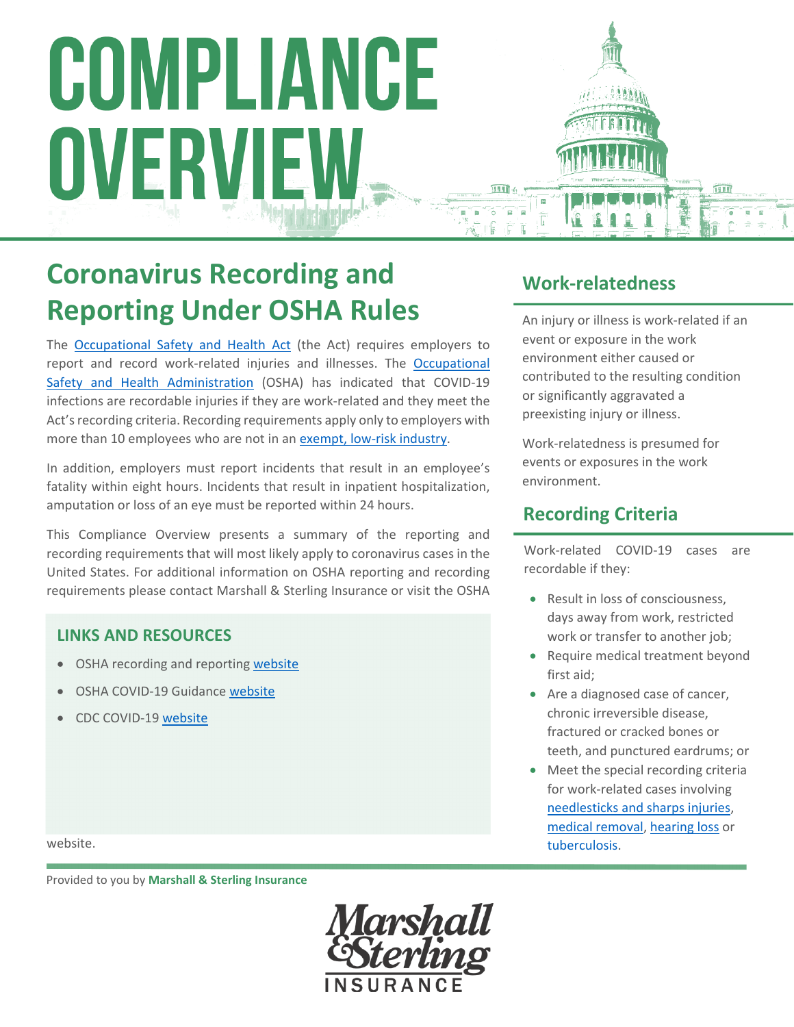# COMPLIANCE OVERVIEW

## Coronavirus Recording and Reporting Under OSHA Rules

The [Occupational Safety and Health Act](#) (the Act) requires employers to report and record work-related injuries and illnesses. The [Occupational Safety and Health Administration](#) (OSHA) has indicated that COVID-19 infections are recordable injuries if they are work-related and they meet the Act's recording criteria. Recording requirements apply only to employers with more than 10 employees who are not in an [exempt, low-risk industry](#).

In addition, employers must report incidents that result in an employee's fatality within eight hours. Incidents that result in inpatient hospitalization, amputation or loss of an eye must be reported within 24 hours.

This Compliance Overview presents a summary of the reporting and recording requirements that will most likely apply to coronavirus cases in the United States. For additional information on OSHA reporting and recording requirements please contact Marshall & Sterling Insurance or visit the OSHA website.

### LINKS AND RESOURCES

- OSHA recording and reporting [website](#)
- OSHA COVID-19 Guidance [website](#)
- CDC COVID-19 [website](#)

## Work-relatedness

An injury or illness is work-related if an event or exposure in the work environment either caused or contributed to the resulting condition or significantly aggravated a preexisting injury or illness.

Work-relatedness is presumed for events or exposures in the work environment.

## Recording Criteria

Work-related COVID-19 cases are recordable if they:

- Result in loss of consciousness, days away from work, restricted work or transfer to another job;
- Require medical treatment beyond first aid;
- Are a diagnosed case of cancer, chronic irreversible disease, fractured or cracked bones or teeth, and punctured eardrums; or
- Meet the special recording criteria for work-related cases involving [needlesticks and sharps injuries](#), [medical removal](#), [hearing loss](#) or [tuberculosis](#).

Provided to you by **Marshall & Sterling Insurance**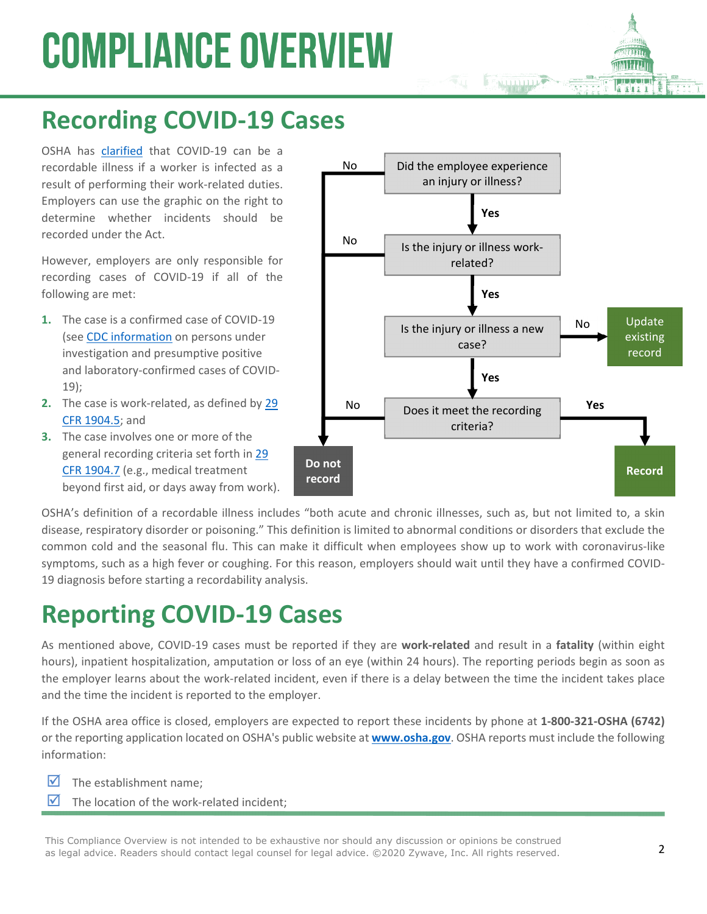# Compliance Overview

## Recording COVID-19 Cases

OSHA has clarified that COVID-19 can be a recordable illness if a worker is infected as a result of performing their work-related duties. Employers can use the graphic on the right to determine whether incidents should be recorded under the Act.

However, employers are only responsible for recording cases of COVID-19 if all of the following are met:

1. The case is a confirmed case of COVID-19 (see CDC information on persons under investigation and presumptive positive and laboratory-confirmed cases of COVID-19);
2. The case is work-related, as defined by 29 CFR 1904.5; and
3. The case involves one or more of the general recording criteria set forth in 29 CFR 1904.7 (e.g., medical treatment beyond first aid, or days away from work).

- Did the employee experience an injury or illness?
  - No → Do not record
  - Yes → Is the injury or illness work-related?
    - No → Do not record
    - Yes → Is the injury or illness a new case?
      - No → Update existing record
      - Yes → Does it meet the recording criteria?
        - No → Do not record
        - Yes → Record

OSHA's definition of a recordable illness includes "both acute and chronic illnesses, such as, but not limited to, a skin disease, respiratory disorder or poisoning." This definition is limited to abnormal conditions or disorders that exclude the common cold and the seasonal flu. This can make it difficult when employees show up to work with coronavirus-like symptoms, such as a high fever or coughing. For this reason, employers should wait until they have a confirmed COVID-19 diagnosis before starting a recordability analysis.

## Reporting COVID-19 Cases

As mentioned above, COVID-19 cases must be reported if they are **work-related** and result in a **fatality** (within eight hours), inpatient hospitalization, amputation or loss of an eye (within 24 hours). The reporting periods begin as soon as the employer learns about the work-related incident, even if there is a delay between the time the incident takes place and the time the incident is reported to the employer.

If the OSHA area office is closed, employers are expected to report these incidents by phone at **1-800-321-OSHA (6742)** or the reporting application located on OSHA's public website at **www.osha.gov**. OSHA reports must include the following information:

- ☑ The establishment name;
- ☑ The location of the work-related incident;

This Compliance Overview is not intended to be exhaustive nor should any discussion or opinions be construed as legal advice. Readers should contact legal counsel for legal advice. ©2020 Zywave, Inc. All rights reserved.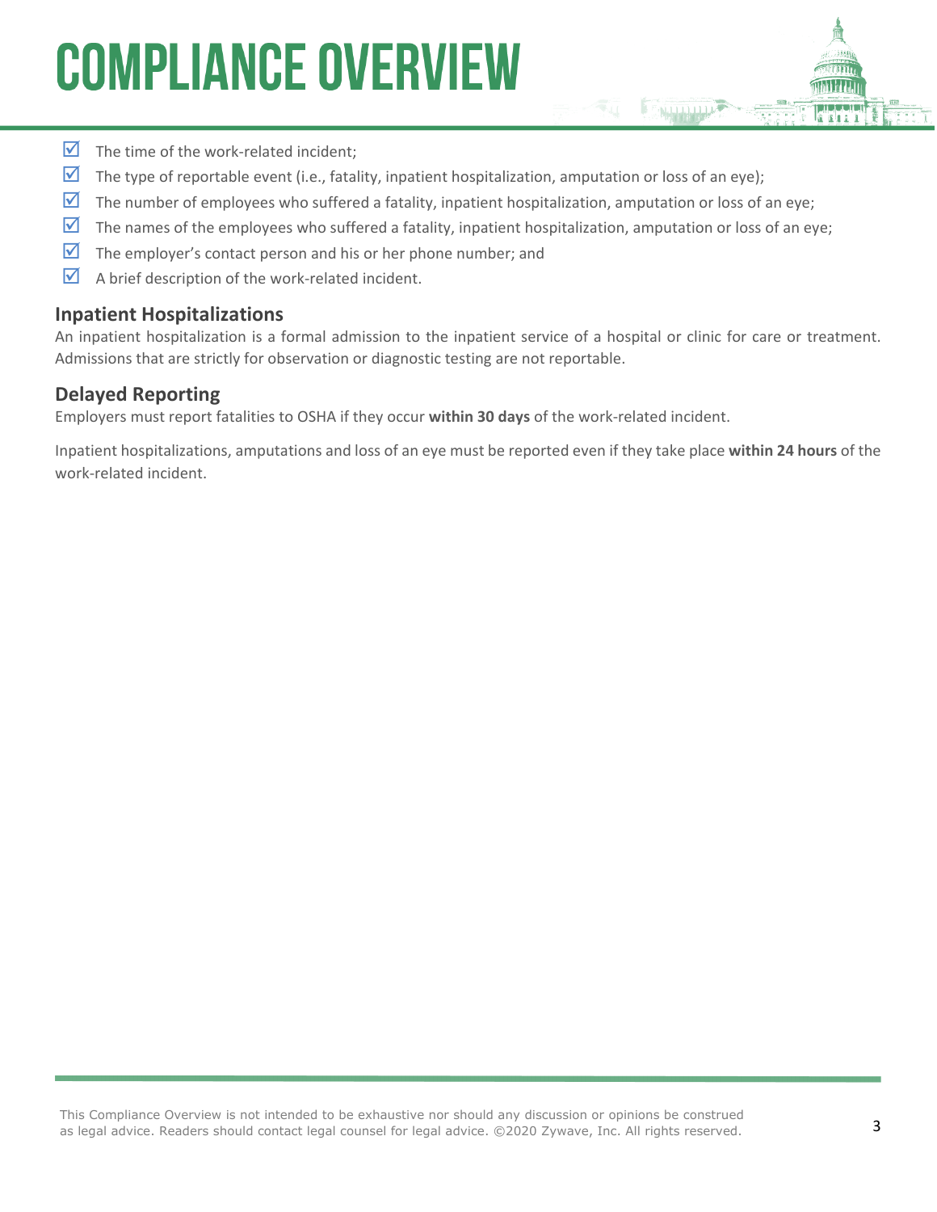- The time of the work-related incident;
- The type of reportable event (i.e., fatality, inpatient hospitalization, amputation or loss of an eye);
- The number of employees who suffered a fatality, inpatient hospitalization, amputation or loss of an eye;
- The names of the employees who suffered a fatality, inpatient hospitalization, amputation or loss of an eye;
- The employer's contact person and his or her phone number; and
- A brief description of the work-related incident.

## Inpatient Hospitalizations

An inpatient hospitalization is a formal admission to the inpatient service of a hospital or clinic for care or treatment. Admissions that are strictly for observation or diagnostic testing are not reportable.

## Delayed Reporting

Employers must report fatalities to OSHA if they occur **within 30 days** of the work-related incident.

Inpatient hospitalizations, amputations and loss of an eye must be reported even if they take place **within 24 hours** of the work-related incident.